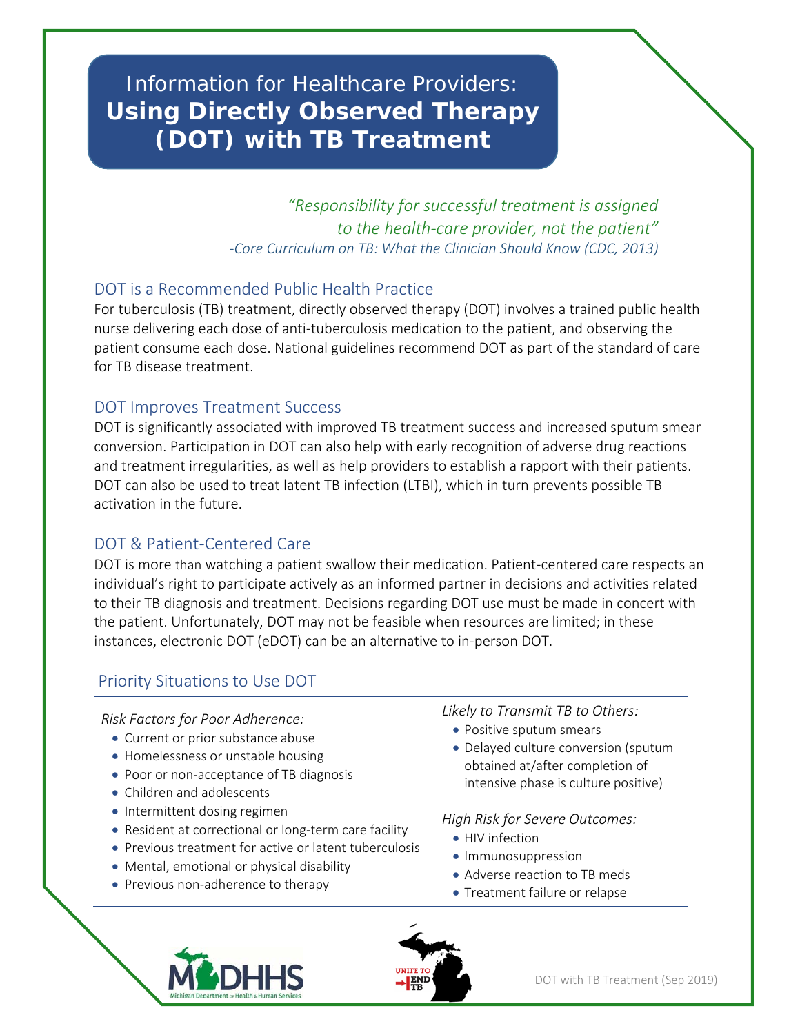# Information for Healthcare Providers: **Using Directly Observed Therapy (DOT) with TB Treatment**

*"Responsibility for successful treatment is assigned to the health-care provider, not the patient"*
*-Core Curriculum on TB: What the Clinician Should Know (CDC, 2013)*

## DOT is a Recommended Public Health Practice

For tuberculosis (TB) treatment, directly observed therapy (DOT) involves a trained public health nurse delivering each dose of anti-tuberculosis medication to the patient, and observing the patient consume each dose. National guidelines recommend DOT as part of the standard of care for TB disease treatment.

## DOT Improves Treatment Success

DOT is significantly associated with improved TB treatment success and increased sputum smear conversion. Participation in DOT can also help with early recognition of adverse drug reactions and treatment irregularities, as well as help providers to establish a rapport with their patients. DOT can also be used to treat latent TB infection (LTBI), which in turn prevents possible TB activation in the future.

## DOT & Patient-Centered Care

DOT is more than watching a patient swallow their medication. Patient-centered care respects an individual's right to participate actively as an informed partner in decisions and activities related to their TB diagnosis and treatment. Decisions regarding DOT use must be made in concert with the patient. Unfortunately, DOT may not be feasible when resources are limited; in these instances, electronic DOT (eDOT) can be an alternative to in-person DOT.

## Priority Situations to Use DOT

*Risk Factors for Poor Adherence:*

- Current or prior substance abuse
- Homelessness or unstable housing
- Poor or non-acceptance of TB diagnosis
- Children and adolescents
- Intermittent dosing regimen
- Resident at correctional or long-term care facility
- Previous treatment for active or latent tuberculosis
- Mental, emotional or physical disability
- Previous non-adherence to therapy

*Likely to Transmit TB to Others:*

- Positive sputum smears
- Delayed culture conversion (sputum obtained at/after completion of intensive phase is culture positive)

*High Risk for Severe Outcomes:*

- HIV infection
- Immunosuppression
- Adverse reaction to TB meds
- Treatment failure or relapse

DOT with TB Treatment (Sep 2019)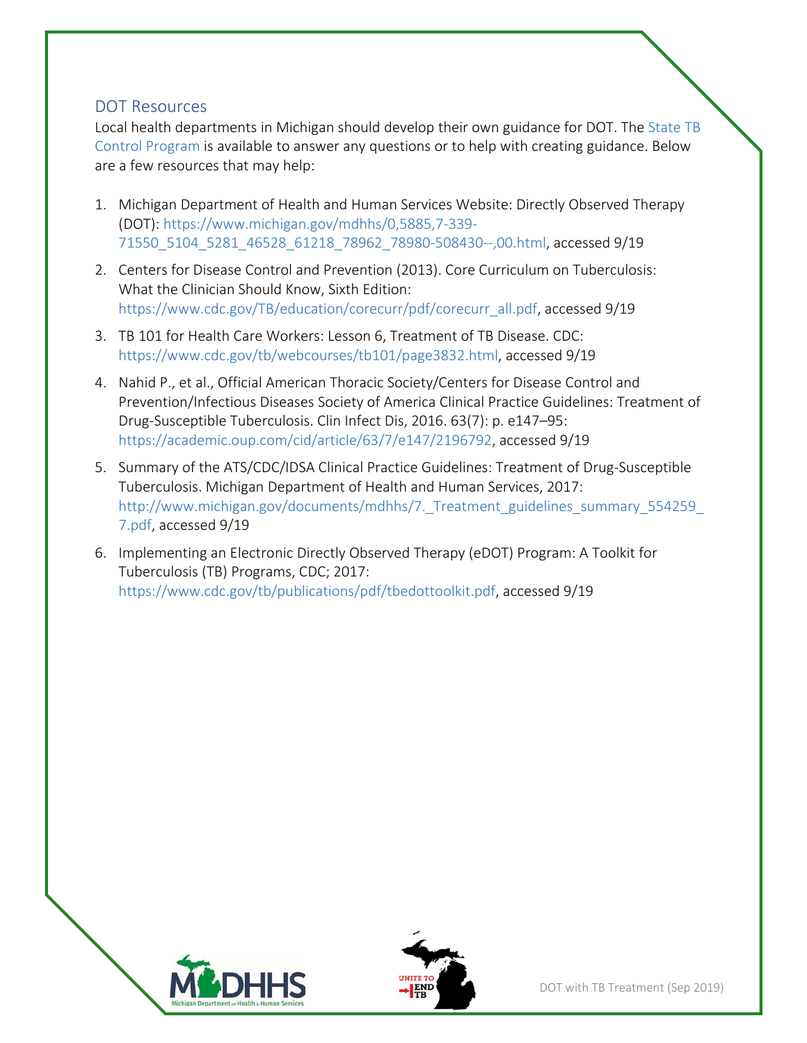## DOT Resources

Local health departments in Michigan should develop their own guidance for DOT. The State TB Control Program is available to answer any questions or to help with creating guidance. Below are a few resources that may help:

1. Michigan Department of Health and Human Services Website: Directly Observed Therapy (DOT): https://www.michigan.gov/mdhhs/0,5885,7-339-71550_5104_5281_46528_61218_78962_78980-508430--,00.html, accessed 9/19
2. Centers for Disease Control and Prevention (2013). Core Curriculum on Tuberculosis: What the Clinician Should Know, Sixth Edition: https://www.cdc.gov/TB/education/corecurr/pdf/corecurr_all.pdf, accessed 9/19
3. TB 101 for Health Care Workers: Lesson 6, Treatment of TB Disease. CDC: https://www.cdc.gov/tb/webcourses/tb101/page3832.html, accessed 9/19
4. Nahid P., et al., Official American Thoracic Society/Centers for Disease Control and Prevention/Infectious Diseases Society of America Clinical Practice Guidelines: Treatment of Drug-Susceptible Tuberculosis. Clin Infect Dis, 2016. 63(7): p. e147–95: https://academic.oup.com/cid/article/63/7/e147/2196792, accessed 9/19
5. Summary of the ATS/CDC/IDSA Clinical Practice Guidelines: Treatment of Drug-Susceptible Tuberculosis. Michigan Department of Health and Human Services, 2017: http://www.michigan.gov/documents/mdhhs/7._Treatment_guidelines_summary_554259_7.pdf, accessed 9/19
6. Implementing an Electronic Directly Observed Therapy (eDOT) Program: A Toolkit for Tuberculosis (TB) Programs, CDC; 2017: https://www.cdc.gov/tb/publications/pdf/tbedottoolkit.pdf, accessed 9/19